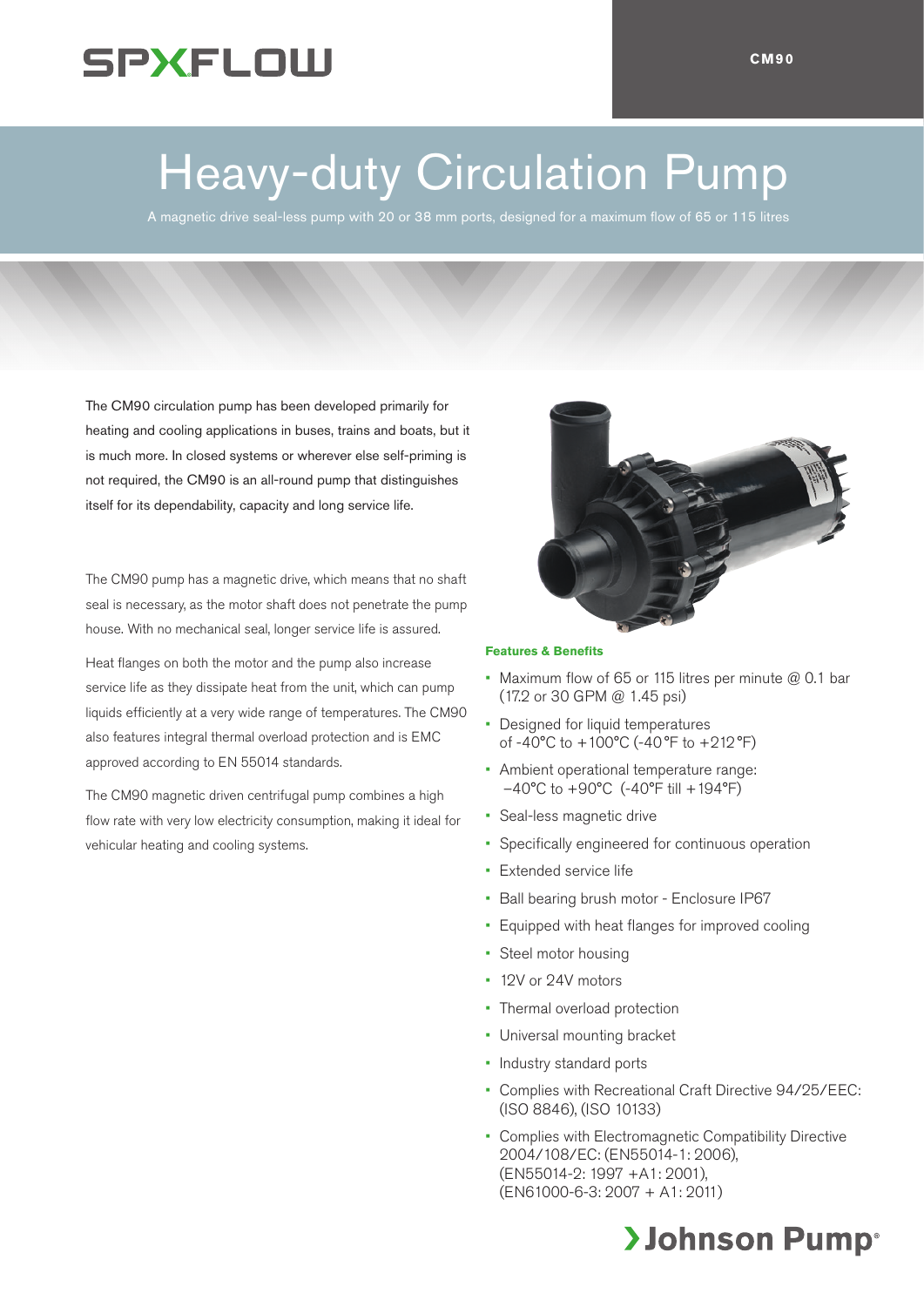SPXFLOW

CM90

# Heavy-duty Circulation Pump

A magnetic drive seal-less pump with 20 or 38 mm ports, designed for a maximum flow of 65 or 115 litres

The CM90 circulation pump has been developed primarily for heating and cooling applications in buses, trains and boats, but it is much more. In closed systems or wherever else self-priming is not required, the CM90 is an all-round pump that distinguishes itself for its dependability, capacity and long service life.

The CM90 pump has a magnetic drive, which means that no shaft seal is necessary, as the motor shaft does not penetrate the pump house. With no mechanical seal, longer service life is assured.

Heat flanges on both the motor and the pump also increase service life as they dissipate heat from the unit, which can pump liquids efficiently at a very wide range of temperatures. The CM90 also features integral thermal overload protection and is EMC approved according to EN 55014 standards.

The CM90 magnetic driven centrifugal pump combines a high flow rate with very low electricity consumption, making it ideal for vehicular heating and cooling systems.

### Features & Benefits

- Maximum flow of 65 or 115 litres per minute @ 0.1 bar (17.2 or 30 GPM @ 1.45 psi)
- Designed for liquid temperatures of -40°C to +100°C (-40°F to +212°F)
- Ambient operational temperature range: −40°C to +90°C (-40°F till +194°F)
- Seal-less magnetic drive
- Specifically engineered for continuous operation
- Extended service life
- Ball bearing brush motor - Enclosure IP67
- Equipped with heat flanges for improved cooling
- Steel motor housing
- 12V or 24V motors
- Thermal overload protection
- Universal mounting bracket
- Industry standard ports
- Complies with Recreational Craft Directive 94/25/EEC: (ISO 8846), (ISO 10133)
- Complies with Electromagnetic Compatibility Directive 2004/108/EC: (EN55014-1: 2006), (EN55014-2: 1997 +A1: 2001), (EN61000-6-3: 2007 + A1: 2011)

Johnson Pump®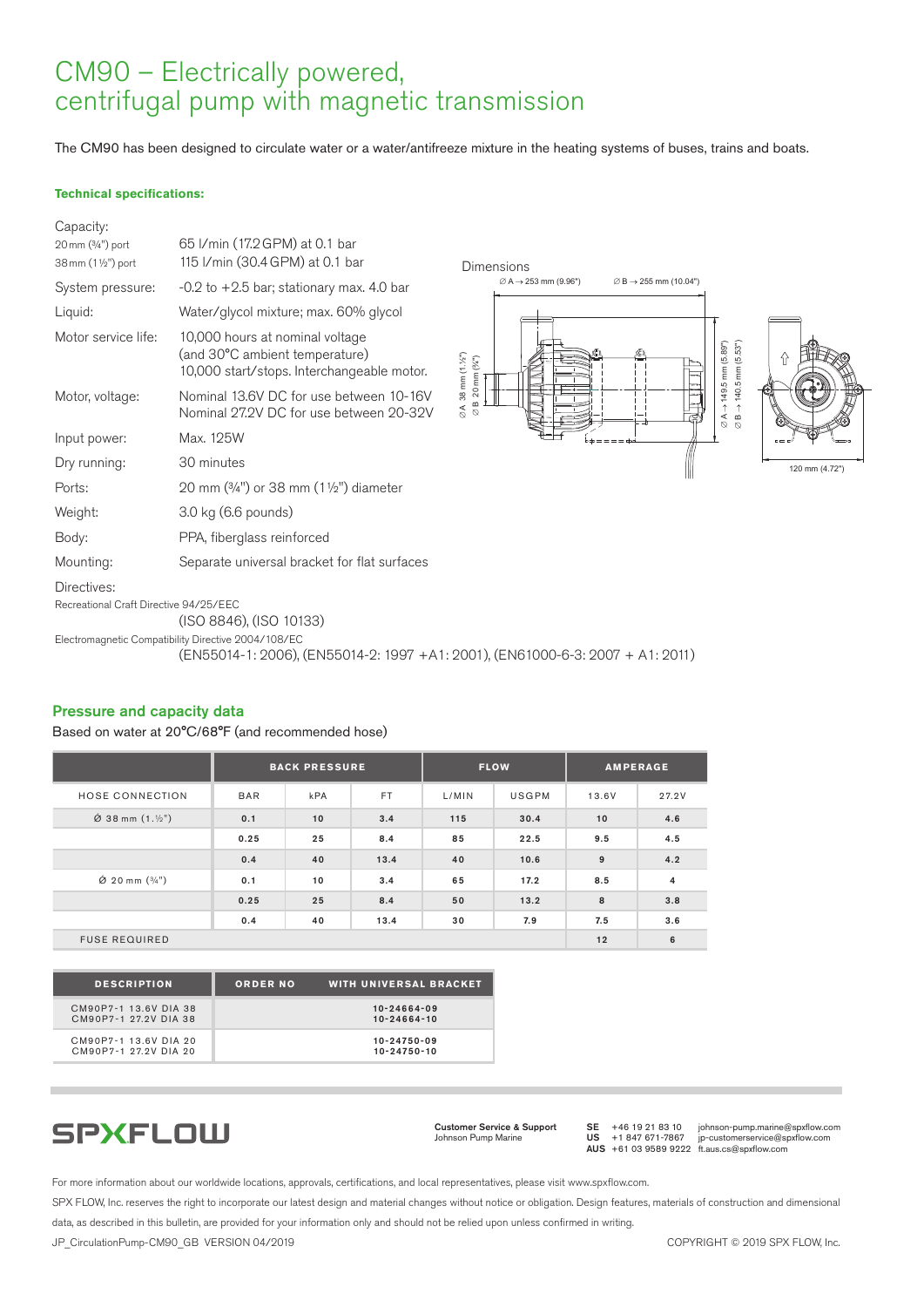# CM90 – Electrically powered, centrifugal pump with magnetic transmission

The CM90 has been designed to circulate water or a water/antifreeze mixture in the heating systems of buses, trains and boats.

#### Technical specifications:

| | |
|---|---|
| Capacity: | |
| 20 mm (¾") port | 65 l/min (17.2 GPM) at 0.1 bar |
| 38 mm (1½") port | 115 l/min (30.4 GPM) at 0.1 bar |
| System pressure: | -0.2 to +2.5 bar; stationary max. 4.0 bar |
| Liquid: | Water/glycol mixture; max. 60% glycol |
| Motor service life: | 10,000 hours at nominal voltage (and 30°C ambient temperature) 10,000 start/stops. Interchangeable motor. |
| Motor, voltage: | Nominal 13.6V DC for use between 10-16V Nominal 27.2V DC for use between 20-32V |
| Input power: | Max. 125W |
| Dry running: | 30 minutes |
| Ports: | 20 mm (¾") or 38 mm (1½") diameter |
| Weight: | 3.0 kg (6.6 pounds) |
| Body: | PPA, fiberglass reinforced |
| Mounting: | Separate universal bracket for flat surfaces |

Directives:

Recreational Craft Directive 94/25/EEC
(ISO 8846), (ISO 10133)

Electromagnetic Compatibility Directive 2004/108/EC
(EN55014-1: 2006), (EN55014-2: 1997 +A1: 2001), (EN61000-6-3: 2007 + A1: 2011)

Dimensions

Ø A → 253 mm (9.96")
Ø B → 255 mm (10.04")
Ø A 38 mm (1½")
Ø B 20 mm (¾")
Ø A → 149.5 mm (5.89")
Ø B → 140.5 mm (5.53")
120 mm (4.72")

### Pressure and capacity data

Based on water at 20°C/68°F (and recommended hose)

| | BACK PRESSURE | | | FLOW | | AMPERAGE | |
|---|---|---|---|---|---|---|---|
| HOSE CONNECTION | BAR | kPA | FT | L/MIN | USGPM | 13.6V | 27.2V |
| Ø 38 mm (1.½") | 0.1 | 10 | 3.4 | 115 | 30.4 | 10 | 4.6 |
| | 0.25 | 25 | 8.4 | 85 | 22.5 | 9.5 | 4.5 |
| | 0.4 | 40 | 13.4 | 40 | 10.6 | 9 | 4.2 |
| Ø 20 mm (¾") | 0.1 | 10 | 3.4 | 65 | 17.2 | 8.5 | 4 |
| | 0.25 | 25 | 8.4 | 50 | 13.2 | 8 | 3.8 |
| | 0.4 | 40 | 13.4 | 30 | 7.9 | 7.5 | 3.6 |
| FUSE REQUIRED | | | | | | 12 | 6 |

| DESCRIPTION | ORDER NO WITH UNIVERSAL BRACKET |
|---|---|
| CM90P7-1 13.6V DIA 38<br>CM90P7-1 27.2V DIA 38 | 10-24664-09<br>10-24664-10 |
| CM90P7-1 13.6V DIA 20<br>CM90P7-1 27.2V DIA 20 | 10-24750-09<br>10-24750-10 |

SPXFLOW

Customer Service & Support
Johnson Pump Marine

SE +46 19 21 83 10 johnson-pump.marine@spxflow.com
US +1 847 671-7867 jp-customerservice@spxflow.com
AUS +61 03 9589 9222 ft.aus.cs@spxflow.com

For more information about our worldwide locations, approvals, certifications, and local representatives, please visit www.spxflow.com.

SPX FLOW, Inc. reserves the right to incorporate our latest design and material changes without notice or obligation. Design features, materials of construction and dimensional data, as described in this bulletin, are provided for your information only and should not be relied upon unless confirmed in writing.

JP_CirculationPump-CM90_GB VERSION 04/2019

COPYRIGHT © 2019 SPX FLOW, Inc.